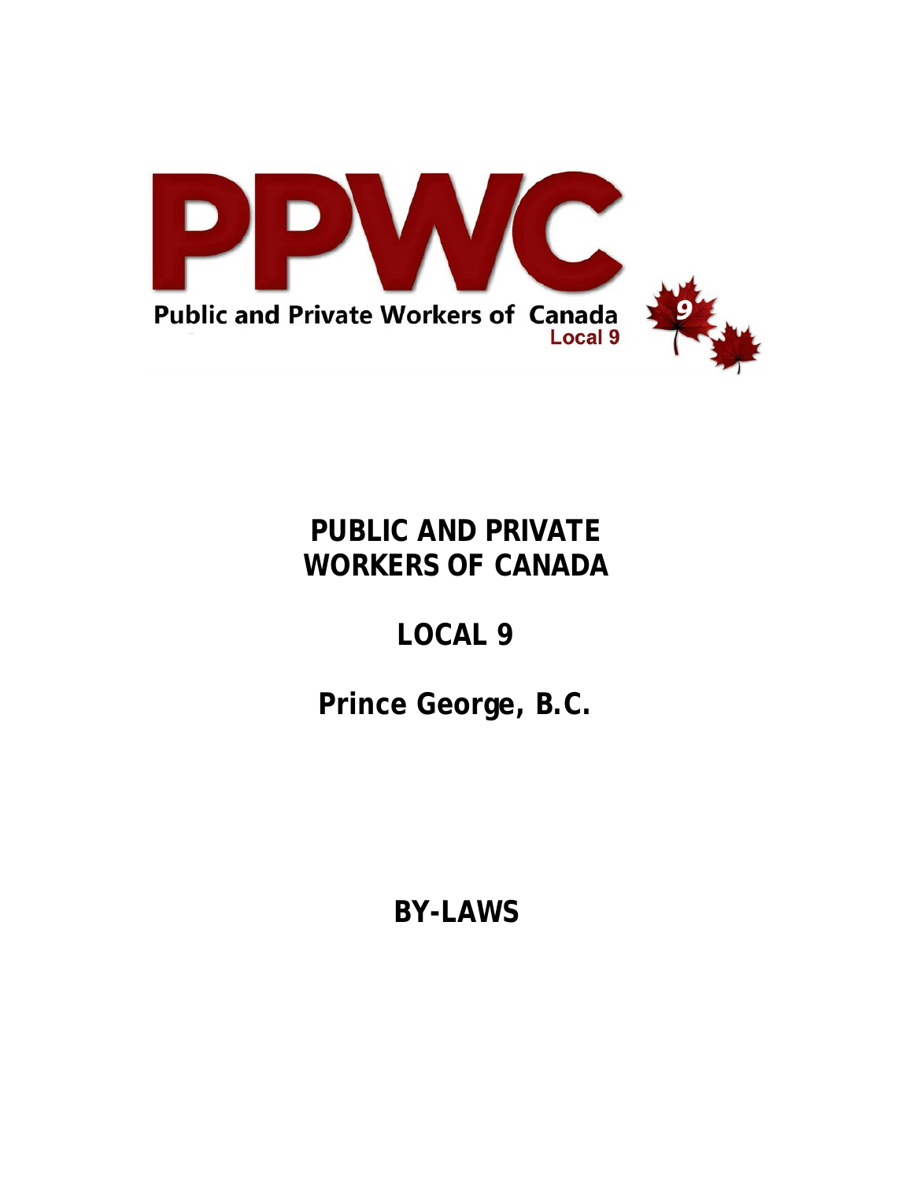PPWC

Public and Private Workers of Canada
Local 9

# PUBLIC AND PRIVATE WORKERS OF CANADA

## LOCAL 9

## Prince George, B.C.

## BY-LAWS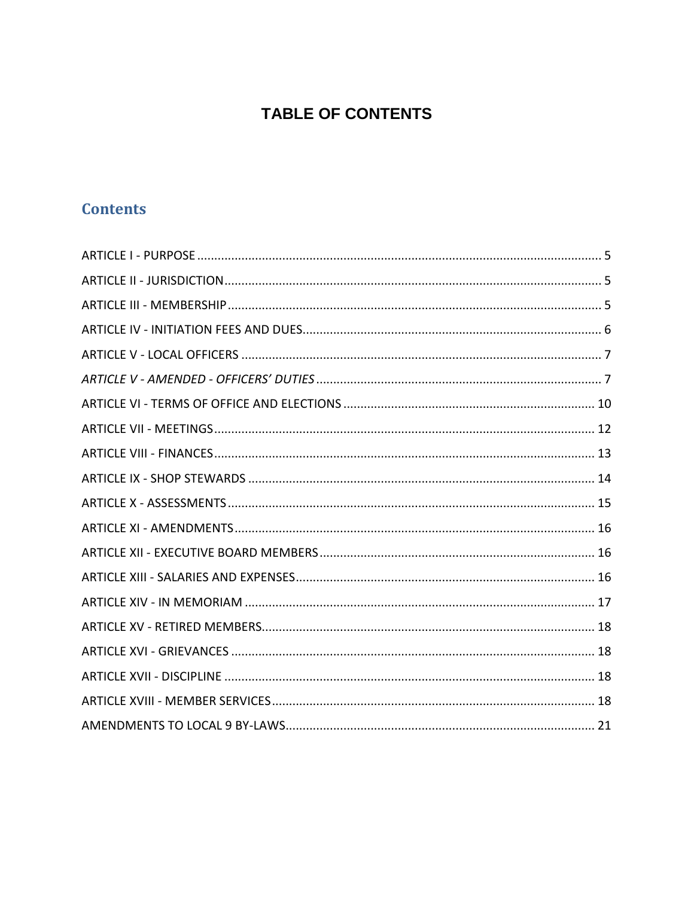# TABLE OF CONTENTS

## Contents

ARTICLE I - PURPOSE ..... 5

ARTICLE II - JURISDICTION ..... 5

ARTICLE III - MEMBERSHIP ..... 5

ARTICLE IV - INITIATION FEES AND DUES ..... 6

ARTICLE V - LOCAL OFFICERS ..... 7

*ARTICLE V - AMENDED - OFFICERS' DUTIES* ..... 7

ARTICLE VI - TERMS OF OFFICE AND ELECTIONS ..... 10

ARTICLE VII - MEETINGS ..... 12

ARTICLE VIII - FINANCES ..... 13

ARTICLE IX - SHOP STEWARDS ..... 14

ARTICLE X - ASSESSMENTS ..... 15

ARTICLE XI - AMENDMENTS ..... 16

ARTICLE XII - EXECUTIVE BOARD MEMBERS ..... 16

ARTICLE XIII - SALARIES AND EXPENSES ..... 16

ARTICLE XIV - IN MEMORIAM ..... 17

ARTICLE XV - RETIRED MEMBERS ..... 18

ARTICLE XVI - GRIEVANCES ..... 18

ARTICLE XVII - DISCIPLINE ..... 18

ARTICLE XVIII - MEMBER SERVICES ..... 18

AMENDMENTS TO LOCAL 9 BY-LAWS ..... 21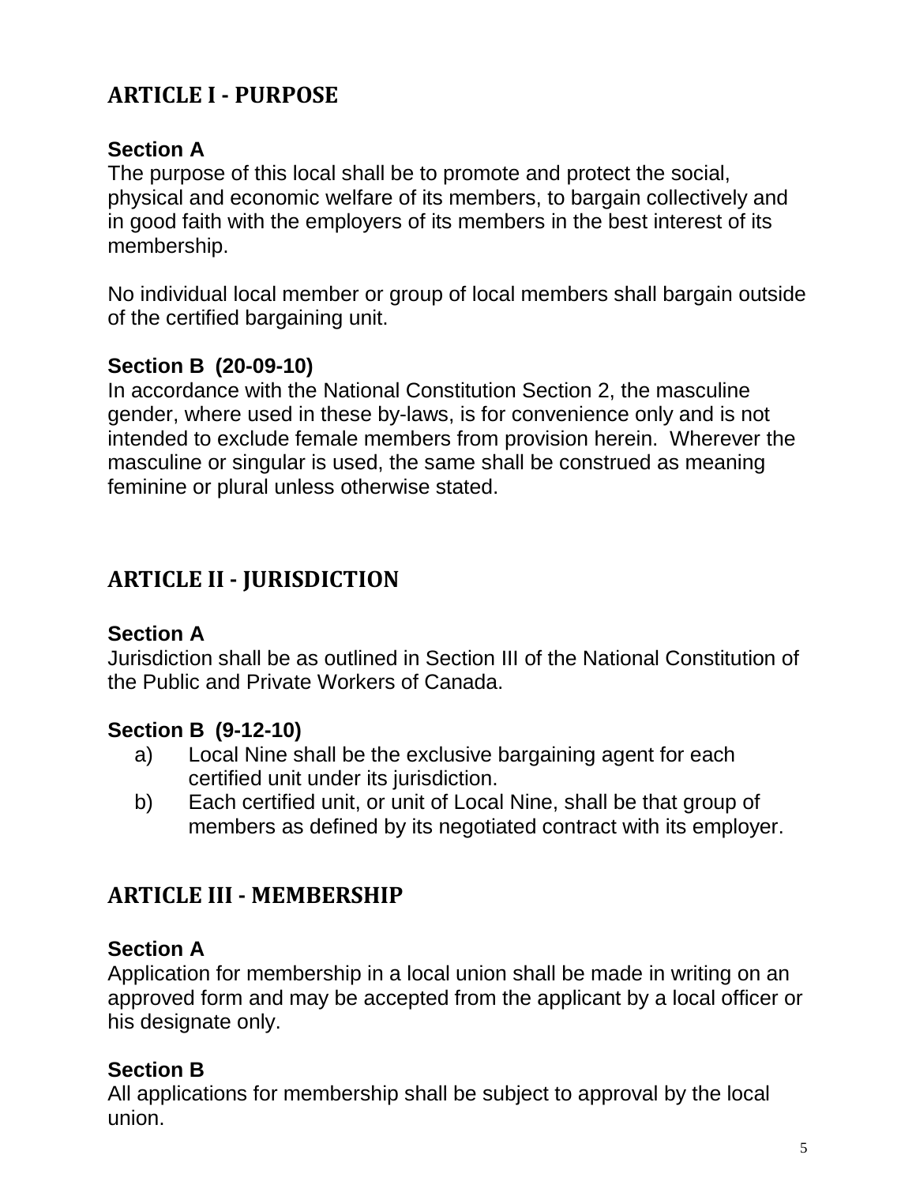## ARTICLE I - PURPOSE

**Section A**
The purpose of this local shall be to promote and protect the social, physical and economic welfare of its members, to bargain collectively and in good faith with the employers of its members in the best interest of its membership.

No individual local member or group of local members shall bargain outside of the certified bargaining unit.

**Section B (20-09-10)**
In accordance with the National Constitution Section 2, the masculine gender, where used in these by-laws, is for convenience only and is not intended to exclude female members from provision herein. Wherever the masculine or singular is used, the same shall be construed as meaning feminine or plural unless otherwise stated.

## ARTICLE II - JURISDICTION

**Section A**
Jurisdiction shall be as outlined in Section III of the National Constitution of the Public and Private Workers of Canada.

**Section B (9-12-10)**

a) Local Nine shall be the exclusive bargaining agent for each certified unit under its jurisdiction.
b) Each certified unit, or unit of Local Nine, shall be that group of members as defined by its negotiated contract with its employer.

## ARTICLE III - MEMBERSHIP

**Section A**
Application for membership in a local union shall be made in writing on an approved form and may be accepted from the applicant by a local officer or his designate only.

**Section B**
All applications for membership shall be subject to approval by the local union.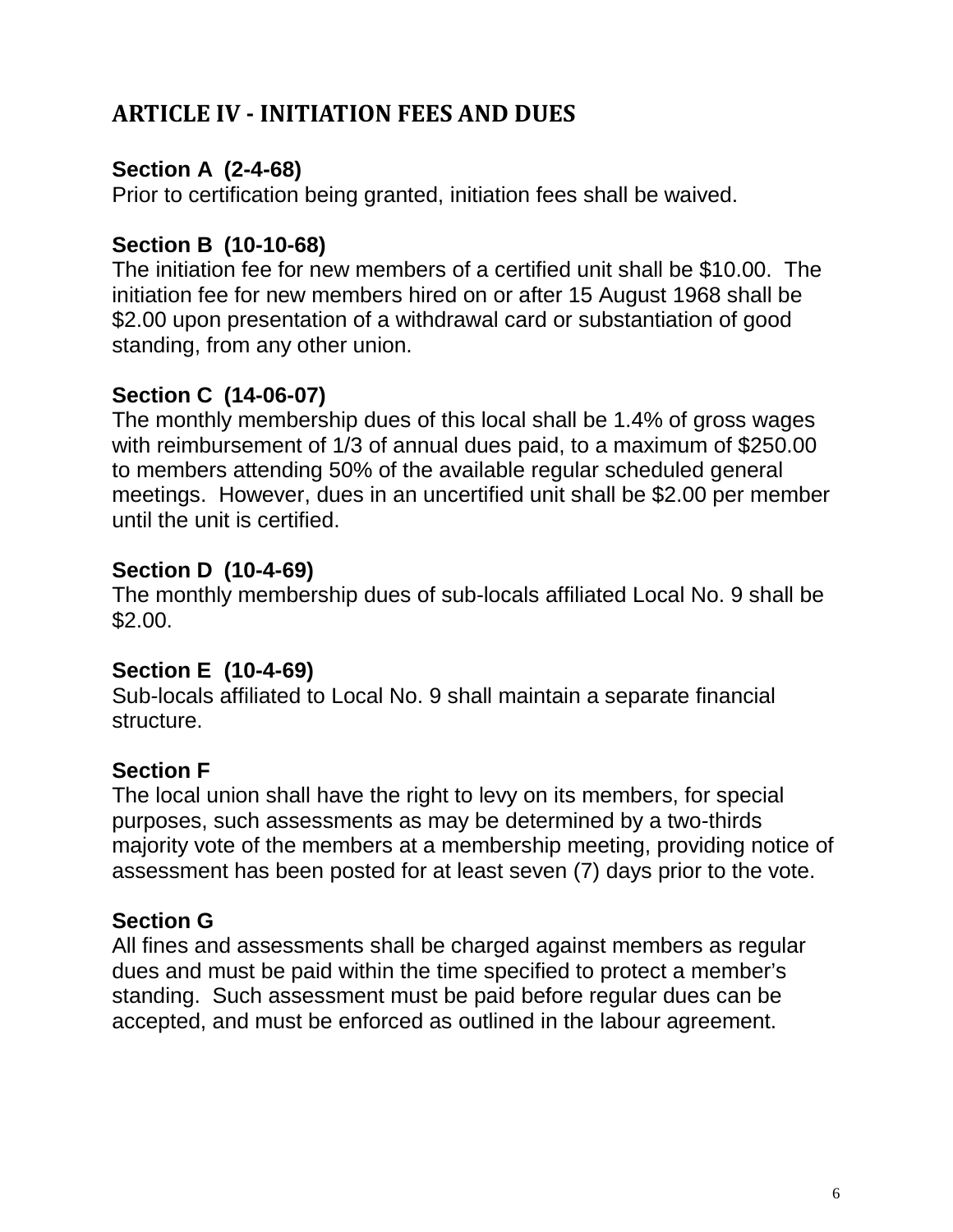## ARTICLE IV - INITIATION FEES AND DUES

**Section A (2-4-68)**
Prior to certification being granted, initiation fees shall be waived.

**Section B (10-10-68)**
The initiation fee for new members of a certified unit shall be $10.00. The initiation fee for new members hired on or after 15 August 1968 shall be $2.00 upon presentation of a withdrawal card or substantiation of good standing, from any other union.

**Section C (14-06-07)**
The monthly membership dues of this local shall be 1.4% of gross wages with reimbursement of 1/3 of annual dues paid, to a maximum of $250.00 to members attending 50% of the available regular scheduled general meetings. However, dues in an uncertified unit shall be $2.00 per member until the unit is certified.

**Section D (10-4-69)**
The monthly membership dues of sub-locals affiliated Local No. 9 shall be $2.00.

**Section E (10-4-69)**
Sub-locals affiliated to Local No. 9 shall maintain a separate financial structure.

**Section F**
The local union shall have the right to levy on its members, for special purposes, such assessments as may be determined by a two-thirds majority vote of the members at a membership meeting, providing notice of assessment has been posted for at least seven (7) days prior to the vote.

**Section G**
All fines and assessments shall be charged against members as regular dues and must be paid within the time specified to protect a member's standing. Such assessment must be paid before regular dues can be accepted, and must be enforced as outlined in the labour agreement.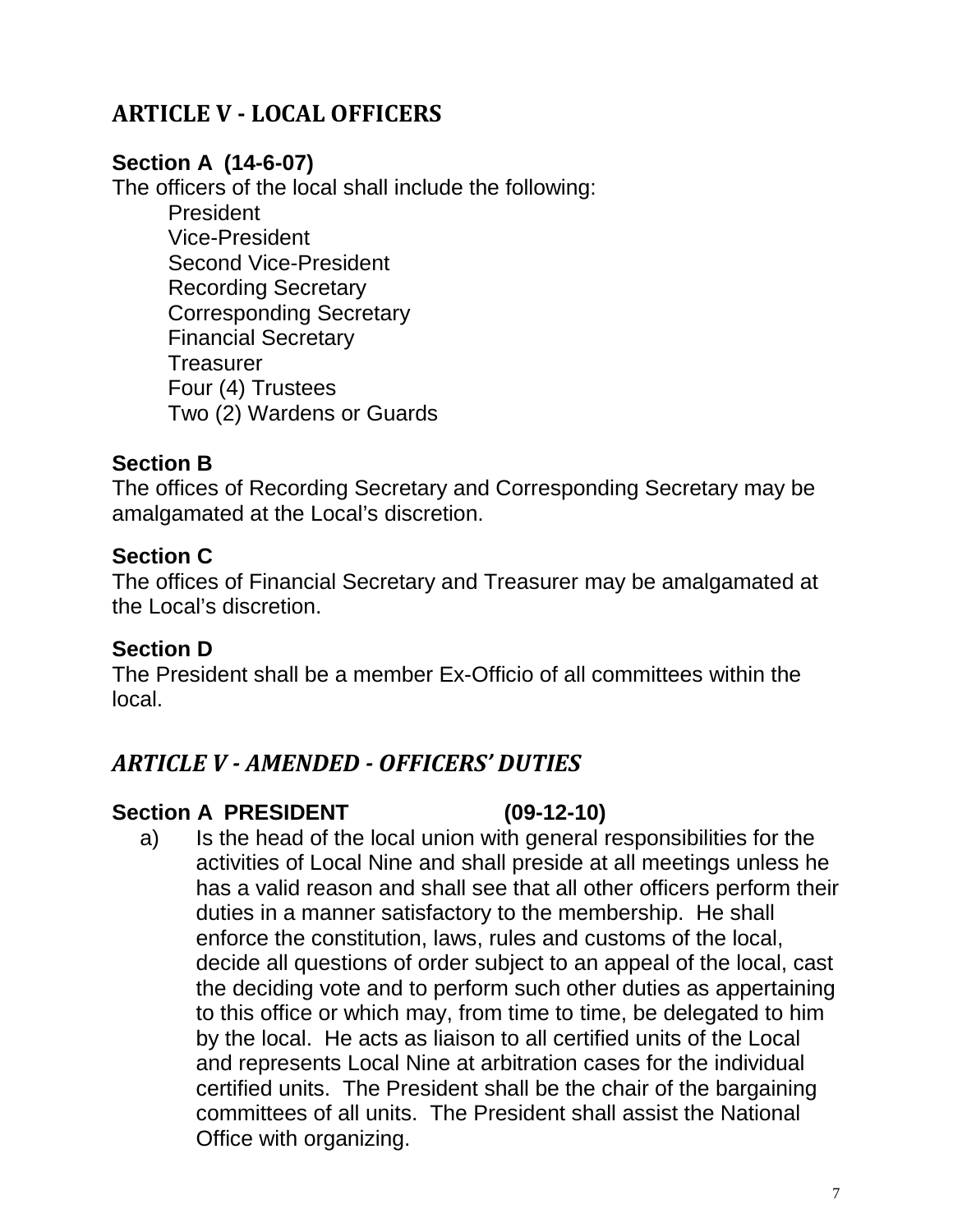## ARTICLE V - LOCAL OFFICERS

**Section A (14-6-07)**
The officers of the local shall include the following:

- President
- Vice-President
- Second Vice-President
- Recording Secretary
- Corresponding Secretary
- Financial Secretary
- Treasurer
- Four (4) Trustees
- Two (2) Wardens or Guards

**Section B**
The offices of Recording Secretary and Corresponding Secretary may be amalgamated at the Local's discretion.

**Section C**
The offices of Financial Secretary and Treasurer may be amalgamated at the Local's discretion.

**Section D**
The President shall be a member Ex-Officio of all committees within the local.

## *ARTICLE V - AMENDED - OFFICERS' DUTIES*

**Section A PRESIDENT (09-12-10)**

a) Is the head of the local union with general responsibilities for the activities of Local Nine and shall preside at all meetings unless he has a valid reason and shall see that all other officers perform their duties in a manner satisfactory to the membership. He shall enforce the constitution, laws, rules and customs of the local, decide all questions of order subject to an appeal of the local, cast the deciding vote and to perform such other duties as appertaining to this office or which may, from time to time, be delegated to him by the local. He acts as liaison to all certified units of the Local and represents Local Nine at arbitration cases for the individual certified units. The President shall be the chair of the bargaining committees of all units. The President shall assist the National Office with organizing.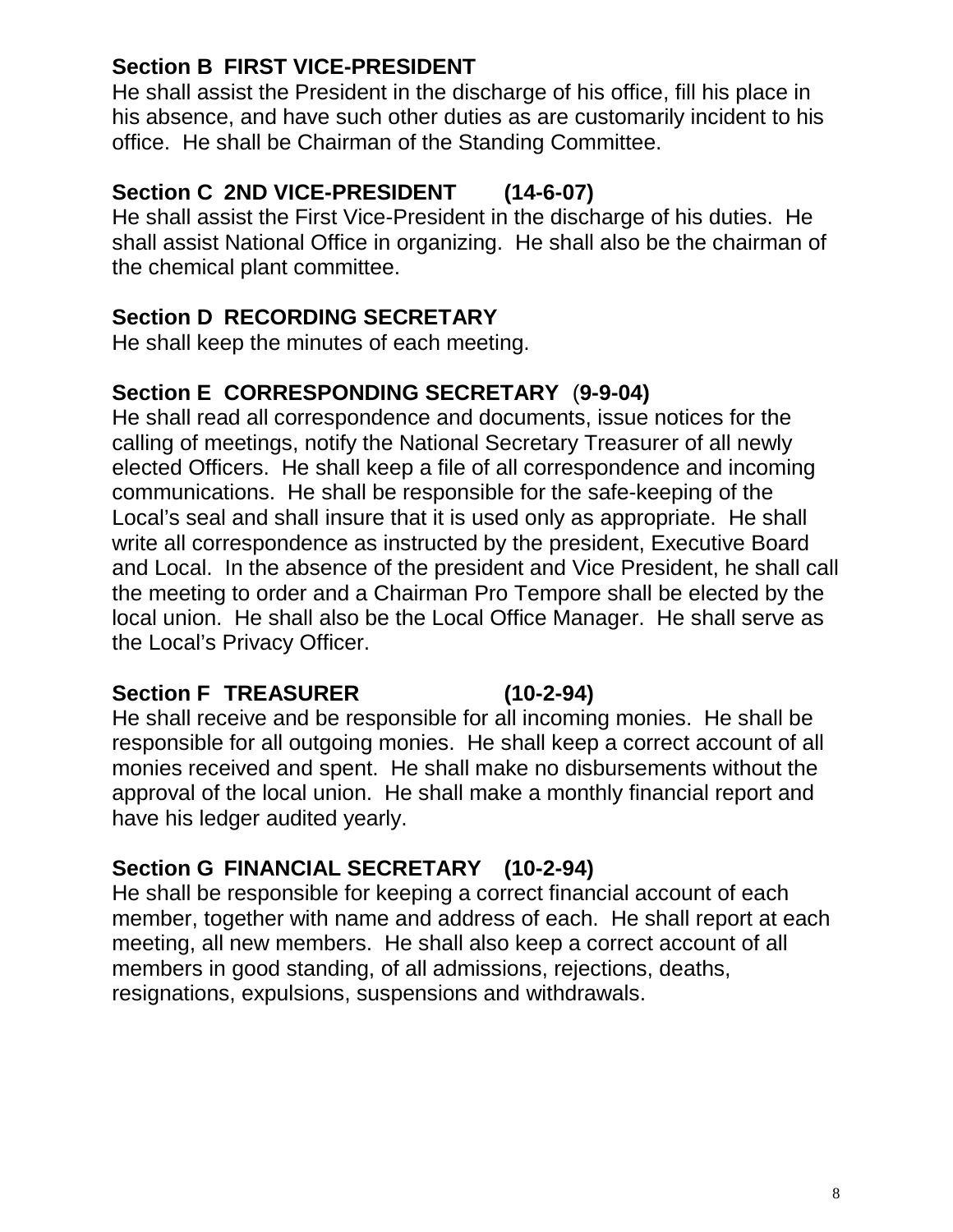### Section B FIRST VICE-PRESIDENT

He shall assist the President in the discharge of his office, fill his place in his absence, and have such other duties as are customarily incident to his office. He shall be Chairman of the Standing Committee.

### Section C 2ND VICE-PRESIDENT (14-6-07)

He shall assist the First Vice-President in the discharge of his duties. He shall assist National Office in organizing. He shall also be the chairman of the chemical plant committee.

### Section D RECORDING SECRETARY

He shall keep the minutes of each meeting.

### Section E CORRESPONDING SECRETARY (9-9-04)

He shall read all correspondence and documents, issue notices for the calling of meetings, notify the National Secretary Treasurer of all newly elected Officers. He shall keep a file of all correspondence and incoming communications. He shall be responsible for the safe-keeping of the Local's seal and shall insure that it is used only as appropriate. He shall write all correspondence as instructed by the president, Executive Board and Local. In the absence of the president and Vice President, he shall call the meeting to order and a Chairman Pro Tempore shall be elected by the local union. He shall also be the Local Office Manager. He shall serve as the Local's Privacy Officer.

### Section F TREASURER (10-2-94)

He shall receive and be responsible for all incoming monies. He shall be responsible for all outgoing monies. He shall keep a correct account of all monies received and spent. He shall make no disbursements without the approval of the local union. He shall make a monthly financial report and have his ledger audited yearly.

### Section G FINANCIAL SECRETARY (10-2-94)

He shall be responsible for keeping a correct financial account of each member, together with name and address of each. He shall report at each meeting, all new members. He shall also keep a correct account of all members in good standing, of all admissions, rejections, deaths, resignations, expulsions, suspensions and withdrawals.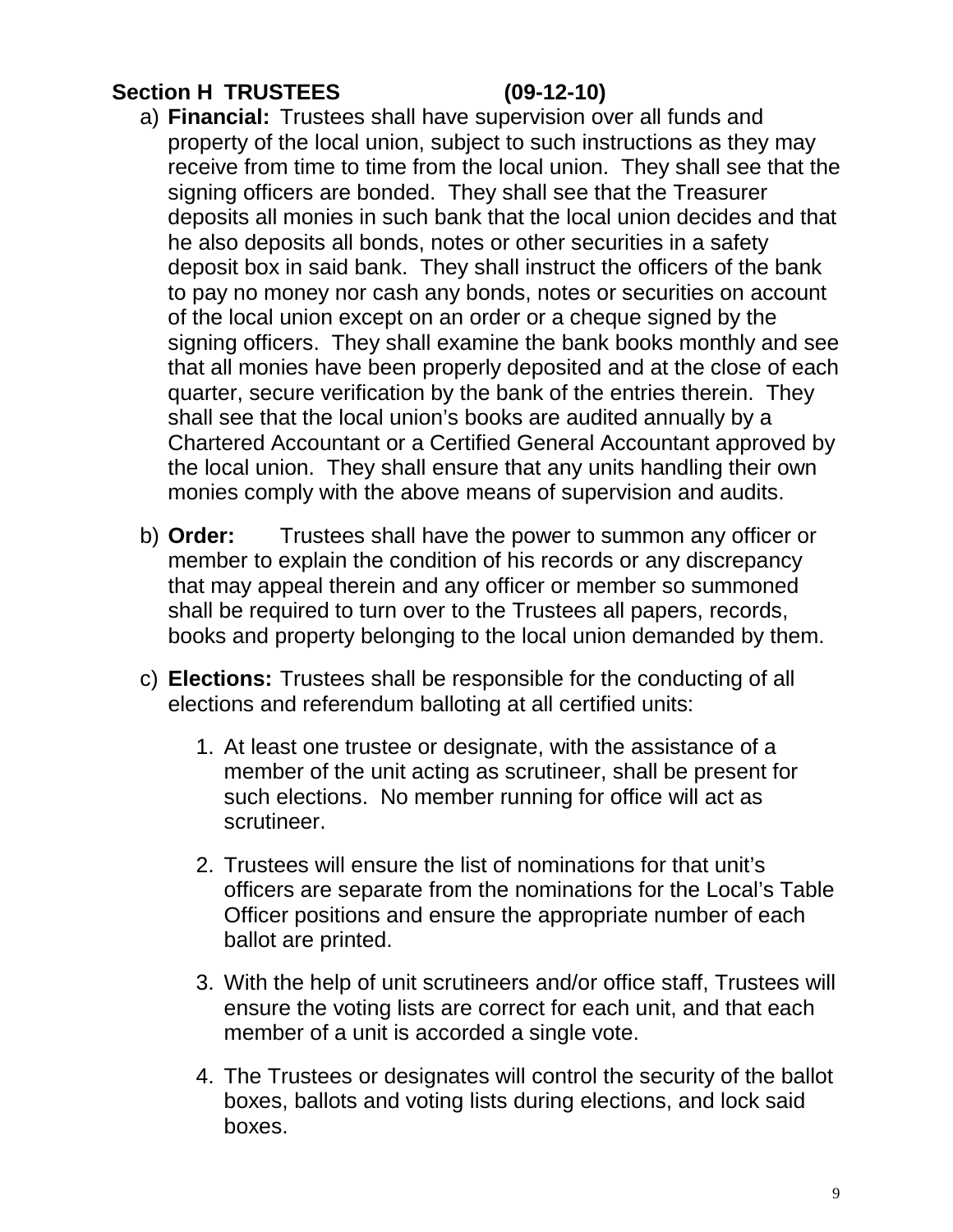## Section H TRUSTEES (09-12-10)

a) **Financial:** Trustees shall have supervision over all funds and property of the local union, subject to such instructions as they may receive from time to time from the local union. They shall see that the signing officers are bonded. They shall see that the Treasurer deposits all monies in such bank that the local union decides and that he also deposits all bonds, notes or other securities in a safety deposit box in said bank. They shall instruct the officers of the bank to pay no money nor cash any bonds, notes or securities on account of the local union except on an order or a cheque signed by the signing officers. They shall examine the bank books monthly and see that all monies have been properly deposited and at the close of each quarter, secure verification by the bank of the entries therein. They shall see that the local union's books are audited annually by a Chartered Accountant or a Certified General Accountant approved by the local union. They shall ensure that any units handling their own monies comply with the above means of supervision and audits.

b) **Order:** Trustees shall have the power to summon any officer or member to explain the condition of his records or any discrepancy that may appeal therein and any officer or member so summoned shall be required to turn over to the Trustees all papers, records, books and property belonging to the local union demanded by them.

c) **Elections:** Trustees shall be responsible for the conducting of all elections and referendum balloting at all certified units:

   1. At least one trustee or designate, with the assistance of a member of the unit acting as scrutineer, shall be present for such elections. No member running for office will act as scrutineer.

   2. Trustees will ensure the list of nominations for that unit's officers are separate from the nominations for the Local's Table Officer positions and ensure the appropriate number of each ballot are printed.

   3. With the help of unit scrutineers and/or office staff, Trustees will ensure the voting lists are correct for each unit, and that each member of a unit is accorded a single vote.

   4. The Trustees or designates will control the security of the ballot boxes, ballots and voting lists during elections, and lock said boxes.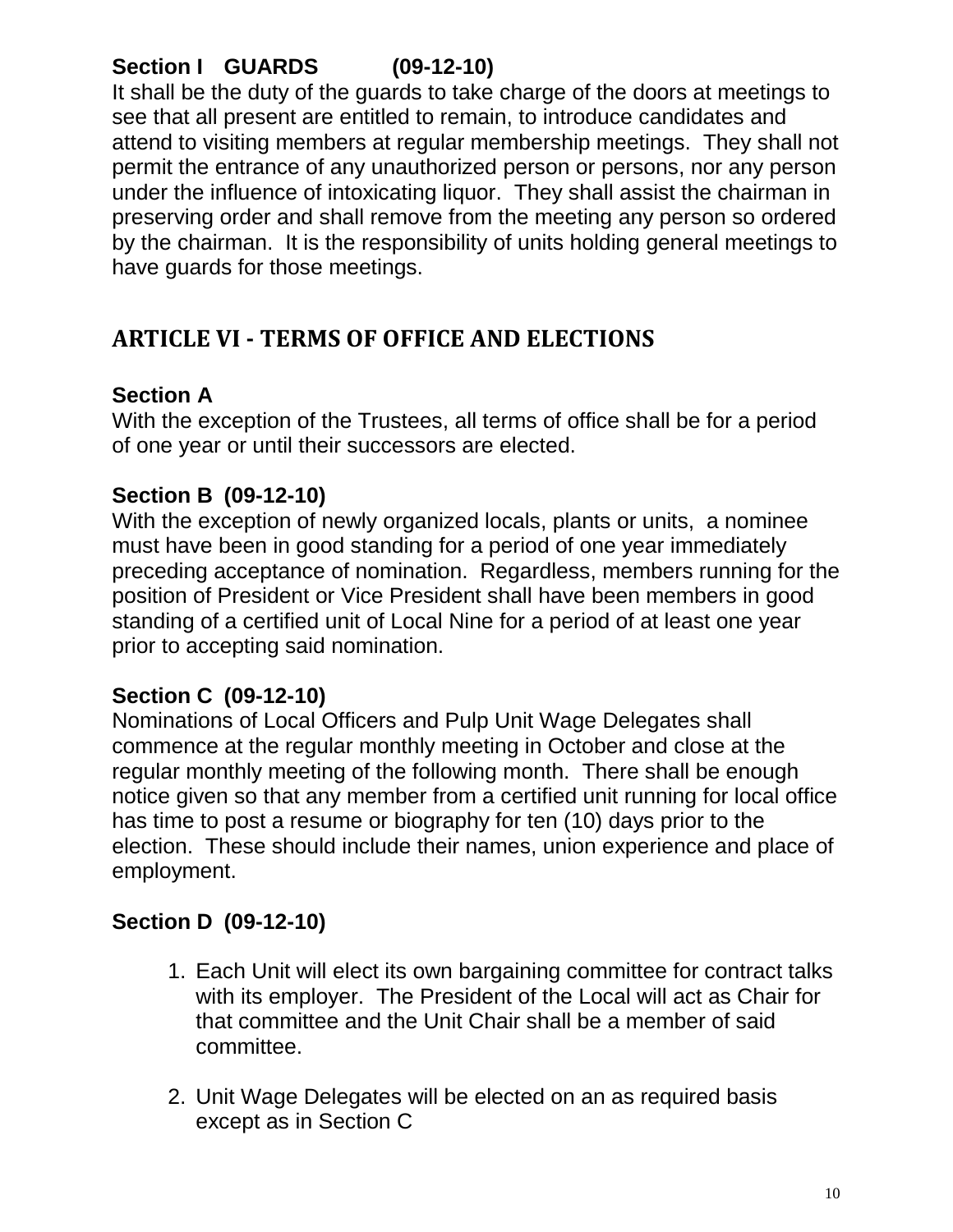**Section I GUARDS (09-12-10)**
It shall be the duty of the guards to take charge of the doors at meetings to see that all present are entitled to remain, to introduce candidates and attend to visiting members at regular membership meetings. They shall not permit the entrance of any unauthorized person or persons, nor any person under the influence of intoxicating liquor. They shall assist the chairman in preserving order and shall remove from the meeting any person so ordered by the chairman. It is the responsibility of units holding general meetings to have guards for those meetings.

## ARTICLE VI - TERMS OF OFFICE AND ELECTIONS

**Section A**
With the exception of the Trustees, all terms of office shall be for a period of one year or until their successors are elected.

**Section B (09-12-10)**
With the exception of newly organized locals, plants or units, a nominee must have been in good standing for a period of one year immediately preceding acceptance of nomination. Regardless, members running for the position of President or Vice President shall have been members in good standing of a certified unit of Local Nine for a period of at least one year prior to accepting said nomination.

**Section C (09-12-10)**
Nominations of Local Officers and Pulp Unit Wage Delegates shall commence at the regular monthly meeting in October and close at the regular monthly meeting of the following month. There shall be enough notice given so that any member from a certified unit running for local office has time to post a resume or biography for ten (10) days prior to the election. These should include their names, union experience and place of employment.

**Section D (09-12-10)**

1. Each Unit will elect its own bargaining committee for contract talks with its employer. The President of the Local will act as Chair for that committee and the Unit Chair shall be a member of said committee.

2. Unit Wage Delegates will be elected on an as required basis except as in Section C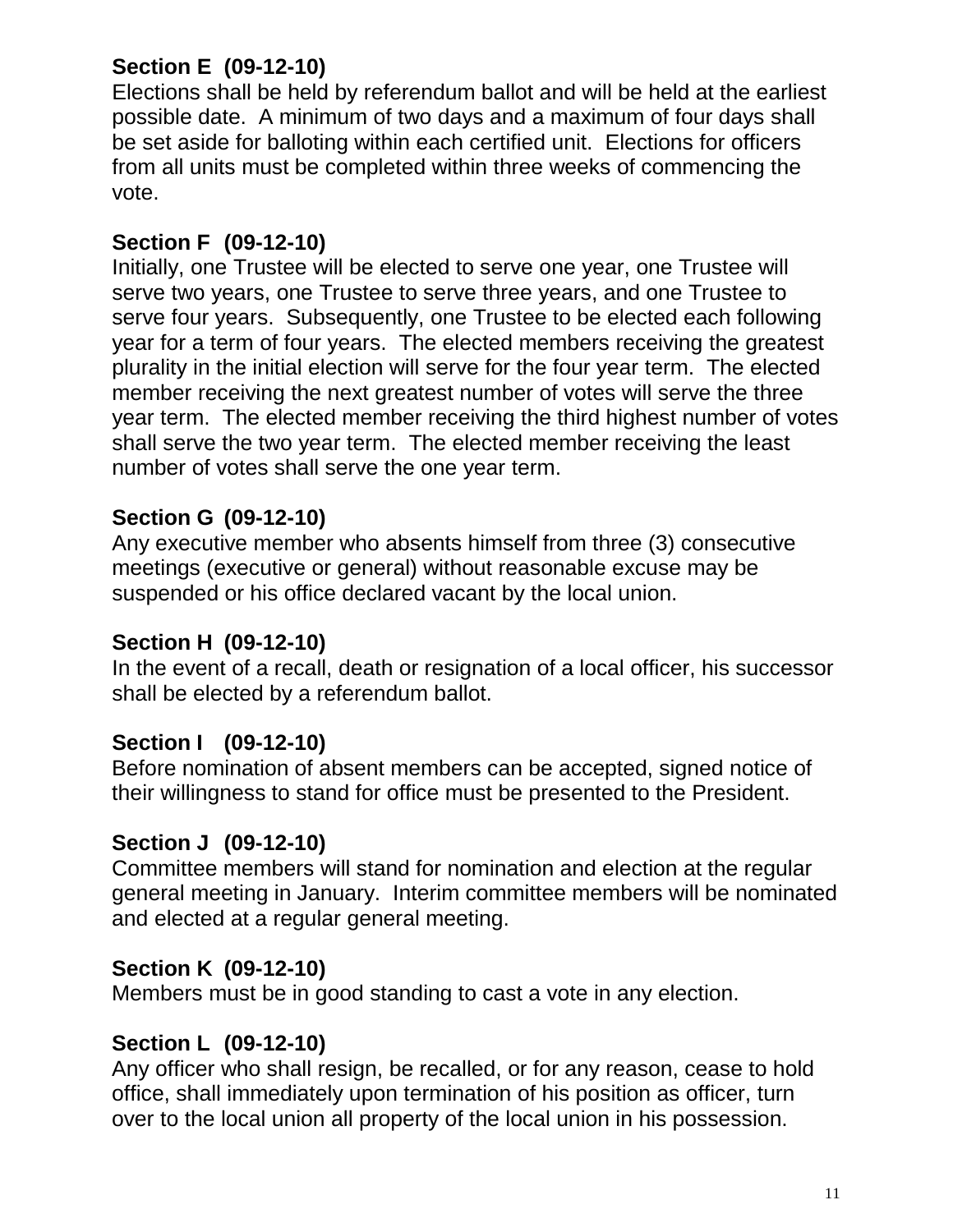**Section E (09-12-10)**
Elections shall be held by referendum ballot and will be held at the earliest possible date. A minimum of two days and a maximum of four days shall be set aside for balloting within each certified unit. Elections for officers from all units must be completed within three weeks of commencing the vote.

**Section F (09-12-10)**
Initially, one Trustee will be elected to serve one year, one Trustee will serve two years, one Trustee to serve three years, and one Trustee to serve four years. Subsequently, one Trustee to be elected each following year for a term of four years. The elected members receiving the greatest plurality in the initial election will serve for the four year term. The elected member receiving the next greatest number of votes will serve the three year term. The elected member receiving the third highest number of votes shall serve the two year term. The elected member receiving the least number of votes shall serve the one year term.

**Section G (09-12-10)**
Any executive member who absents himself from three (3) consecutive meetings (executive or general) without reasonable excuse may be suspended or his office declared vacant by the local union.

**Section H (09-12-10)**
In the event of a recall, death or resignation of a local officer, his successor shall be elected by a referendum ballot.

**Section I (09-12-10)**
Before nomination of absent members can be accepted, signed notice of their willingness to stand for office must be presented to the President.

**Section J (09-12-10)**
Committee members will stand for nomination and election at the regular general meeting in January. Interim committee members will be nominated and elected at a regular general meeting.

**Section K (09-12-10)**
Members must be in good standing to cast a vote in any election.

**Section L (09-12-10)**
Any officer who shall resign, be recalled, or for any reason, cease to hold office, shall immediately upon termination of his position as officer, turn over to the local union all property of the local union in his possession.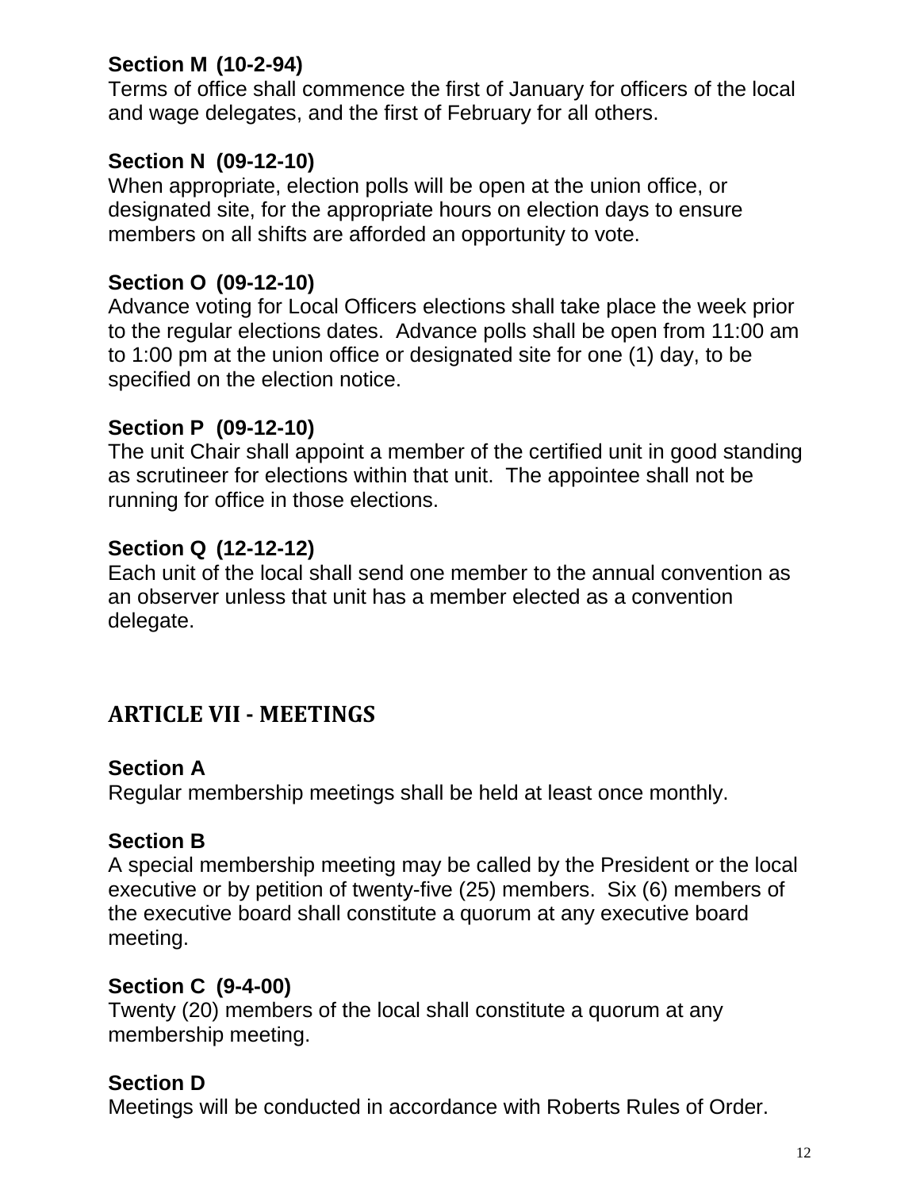**Section M (10-2-94)**
Terms of office shall commence the first of January for officers of the local and wage delegates, and the first of February for all others.

**Section N (09-12-10)**
When appropriate, election polls will be open at the union office, or designated site, for the appropriate hours on election days to ensure members on all shifts are afforded an opportunity to vote.

**Section O (09-12-10)**
Advance voting for Local Officers elections shall take place the week prior to the regular elections dates. Advance polls shall be open from 11:00 am to 1:00 pm at the union office or designated site for one (1) day, to be specified on the election notice.

**Section P (09-12-10)**
The unit Chair shall appoint a member of the certified unit in good standing as scrutineer for elections within that unit. The appointee shall not be running for office in those elections.

**Section Q (12-12-12)**
Each unit of the local shall send one member to the annual convention as an observer unless that unit has a member elected as a convention delegate.

## ARTICLE VII - MEETINGS

**Section A**
Regular membership meetings shall be held at least once monthly.

**Section B**
A special membership meeting may be called by the President or the local executive or by petition of twenty-five (25) members. Six (6) members of the executive board shall constitute a quorum at any executive board meeting.

**Section C (9-4-00)**
Twenty (20) members of the local shall constitute a quorum at any membership meeting.

**Section D**
Meetings will be conducted in accordance with Roberts Rules of Order.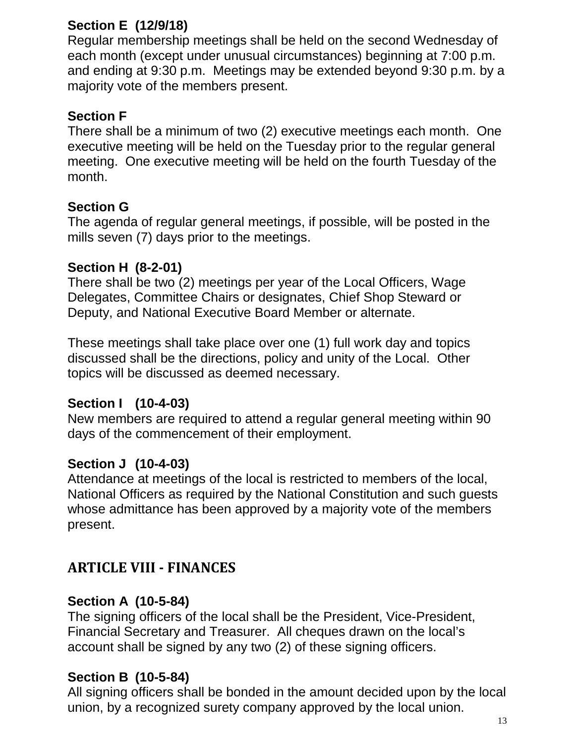**Section E (12/9/18)**
Regular membership meetings shall be held on the second Wednesday of each month (except under unusual circumstances) beginning at 7:00 p.m. and ending at 9:30 p.m. Meetings may be extended beyond 9:30 p.m. by a majority vote of the members present.

**Section F**
There shall be a minimum of two (2) executive meetings each month. One executive meeting will be held on the Tuesday prior to the regular general meeting. One executive meeting will be held on the fourth Tuesday of the month.

**Section G**
The agenda of regular general meetings, if possible, will be posted in the mills seven (7) days prior to the meetings.

**Section H (8-2-01)**
There shall be two (2) meetings per year of the Local Officers, Wage Delegates, Committee Chairs or designates, Chief Shop Steward or Deputy, and National Executive Board Member or alternate.

These meetings shall take place over one (1) full work day and topics discussed shall be the directions, policy and unity of the Local. Other topics will be discussed as deemed necessary.

**Section I (10-4-03)**
New members are required to attend a regular general meeting within 90 days of the commencement of their employment.

**Section J (10-4-03)**
Attendance at meetings of the local is restricted to members of the local, National Officers as required by the National Constitution and such guests whose admittance has been approved by a majority vote of the members present.

## ARTICLE VIII - FINANCES

**Section A (10-5-84)**
The signing officers of the local shall be the President, Vice-President, Financial Secretary and Treasurer. All cheques drawn on the local's account shall be signed by any two (2) of these signing officers.

**Section B (10-5-84)**
All signing officers shall be bonded in the amount decided upon by the local union, by a recognized surety company approved by the local union.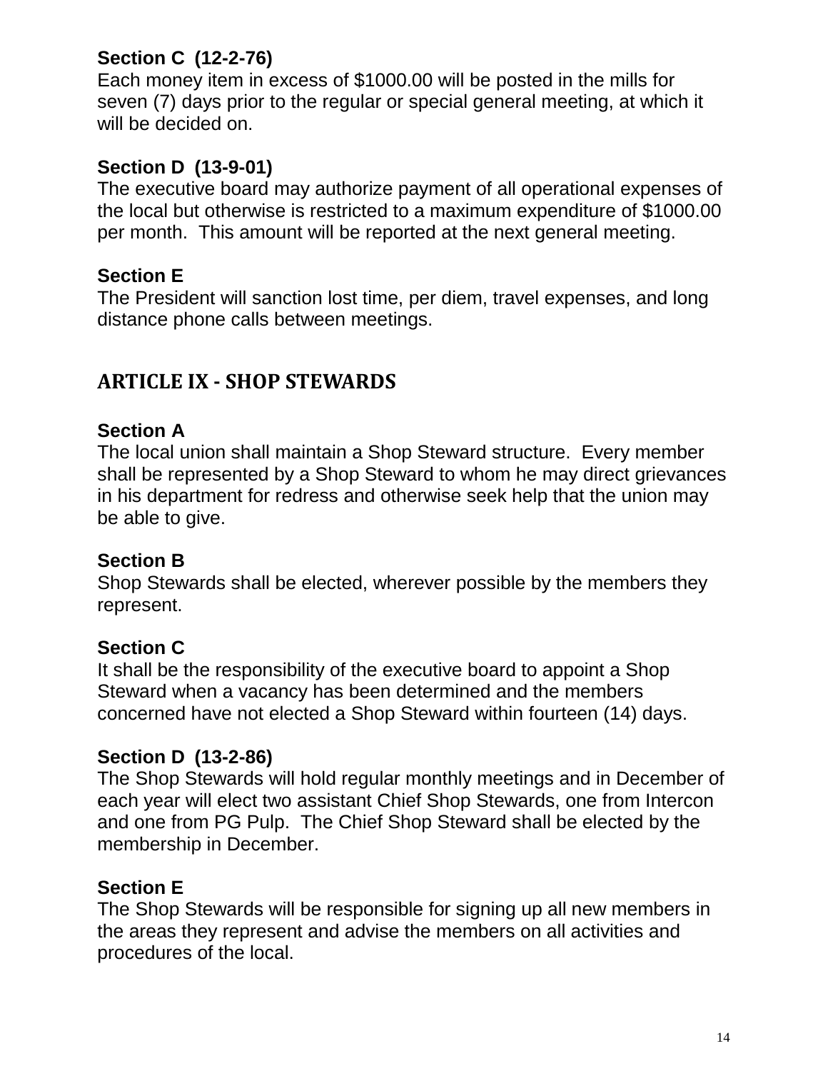**Section C (12-2-76)**
Each money item in excess of $1000.00 will be posted in the mills for seven (7) days prior to the regular or special general meeting, at which it will be decided on.

**Section D (13-9-01)**
The executive board may authorize payment of all operational expenses of the local but otherwise is restricted to a maximum expenditure of $1000.00 per month. This amount will be reported at the next general meeting.

**Section E**
The President will sanction lost time, per diem, travel expenses, and long distance phone calls between meetings.

## ARTICLE IX - SHOP STEWARDS

**Section A**
The local union shall maintain a Shop Steward structure. Every member shall be represented by a Shop Steward to whom he may direct grievances in his department for redress and otherwise seek help that the union may be able to give.

**Section B**
Shop Stewards shall be elected, wherever possible by the members they represent.

**Section C**
It shall be the responsibility of the executive board to appoint a Shop Steward when a vacancy has been determined and the members concerned have not elected a Shop Steward within fourteen (14) days.

**Section D (13-2-86)**
The Shop Stewards will hold regular monthly meetings and in December of each year will elect two assistant Chief Shop Stewards, one from Intercon and one from PG Pulp. The Chief Shop Steward shall be elected by the membership in December.

**Section E**
The Shop Stewards will be responsible for signing up all new members in the areas they represent and advise the members on all activities and procedures of the local.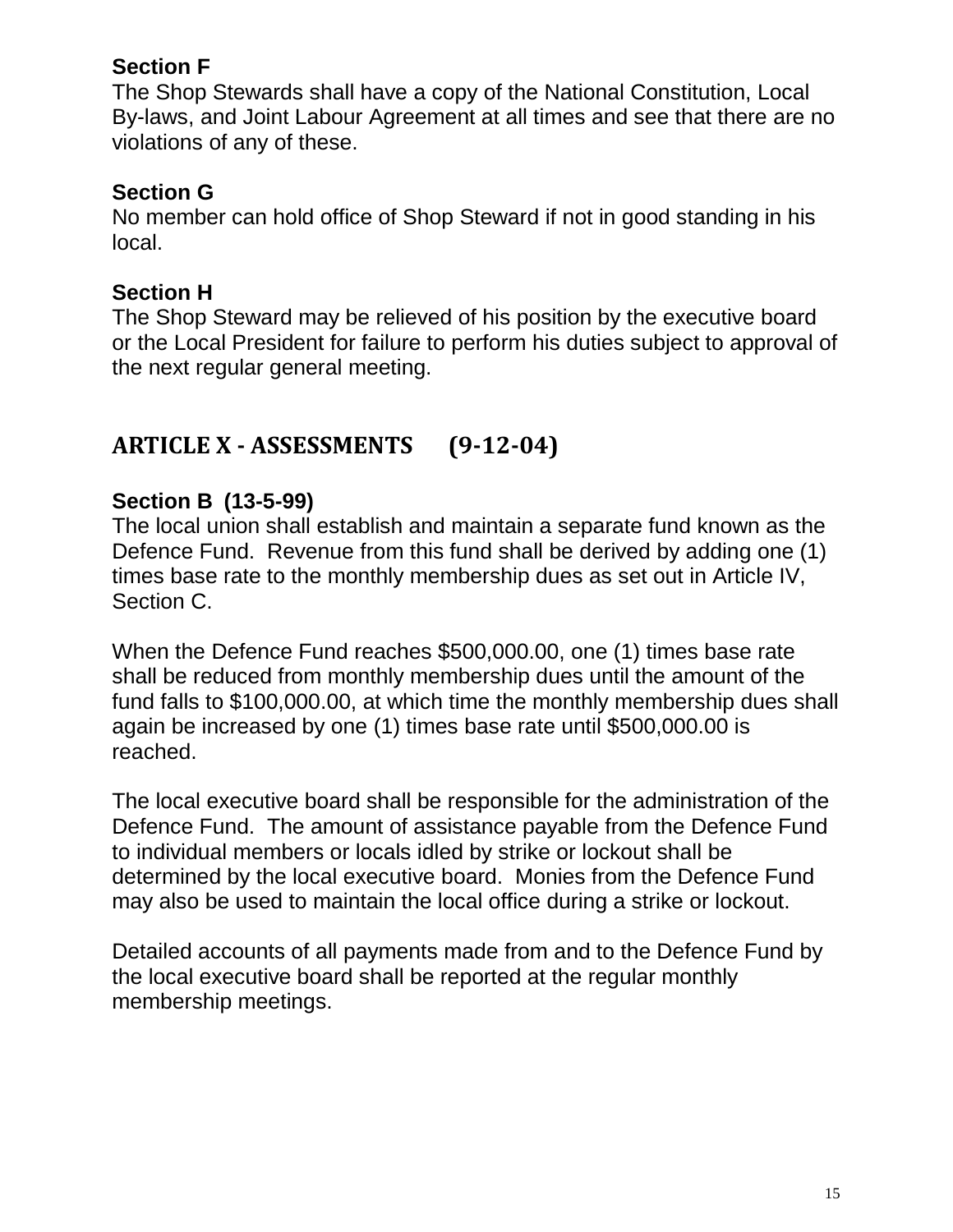**Section F**
The Shop Stewards shall have a copy of the National Constitution, Local By-laws, and Joint Labour Agreement at all times and see that there are no violations of any of these.

**Section G**
No member can hold office of Shop Steward if not in good standing in his local.

**Section H**
The Shop Steward may be relieved of his position by the executive board or the Local President for failure to perform his duties subject to approval of the next regular general meeting.

## ARTICLE X - ASSESSMENTS (9-12-04)

**Section B (13-5-99)**
The local union shall establish and maintain a separate fund known as the Defence Fund. Revenue from this fund shall be derived by adding one (1) times base rate to the monthly membership dues as set out in Article IV, Section C.

When the Defence Fund reaches $500,000.00, one (1) times base rate shall be reduced from monthly membership dues until the amount of the fund falls to $100,000.00, at which time the monthly membership dues shall again be increased by one (1) times base rate until $500,000.00 is reached.

The local executive board shall be responsible for the administration of the Defence Fund. The amount of assistance payable from the Defence Fund to individual members or locals idled by strike or lockout shall be determined by the local executive board. Monies from the Defence Fund may also be used to maintain the local office during a strike or lockout.

Detailed accounts of all payments made from and to the Defence Fund by the local executive board shall be reported at the regular monthly membership meetings.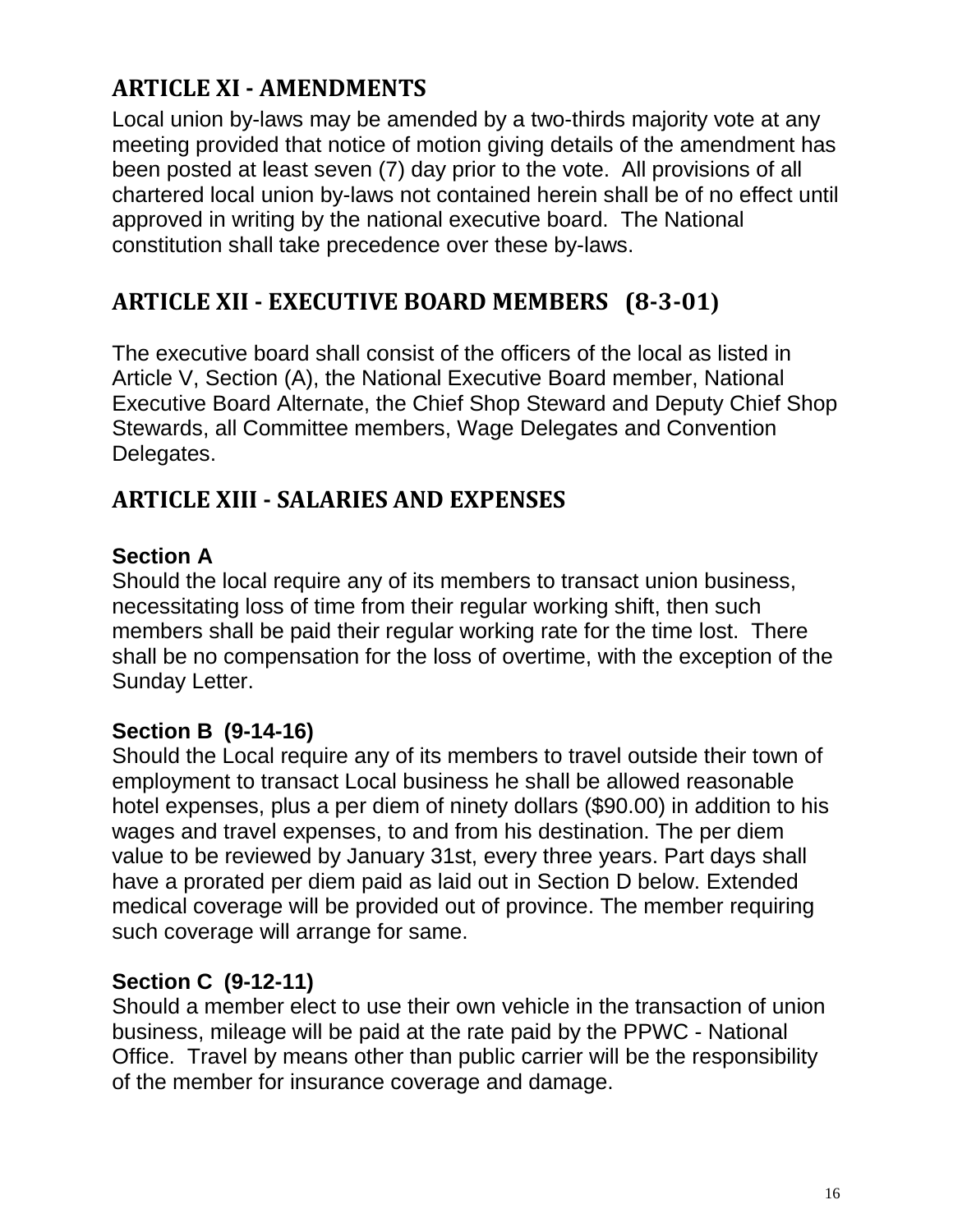## ARTICLE XI - AMENDMENTS

Local union by-laws may be amended by a two-thirds majority vote at any meeting provided that notice of motion giving details of the amendment has been posted at least seven (7) day prior to the vote. All provisions of all chartered local union by-laws not contained herein shall be of no effect until approved in writing by the national executive board. The National constitution shall take precedence over these by-laws.

## ARTICLE XII - EXECUTIVE BOARD MEMBERS (8-3-01)

The executive board shall consist of the officers of the local as listed in Article V, Section (A), the National Executive Board member, National Executive Board Alternate, the Chief Shop Steward and Deputy Chief Shop Stewards, all Committee members, Wage Delegates and Convention Delegates.

## ARTICLE XIII - SALARIES AND EXPENSES

### Section A

Should the local require any of its members to transact union business, necessitating loss of time from their regular working shift, then such members shall be paid their regular working rate for the time lost. There shall be no compensation for the loss of overtime, with the exception of the Sunday Letter.

### Section B (9-14-16)

Should the Local require any of its members to travel outside their town of employment to transact Local business he shall be allowed reasonable hotel expenses, plus a per diem of ninety dollars ($90.00) in addition to his wages and travel expenses, to and from his destination. The per diem value to be reviewed by January 31st, every three years. Part days shall have a prorated per diem paid as laid out in Section D below. Extended medical coverage will be provided out of province. The member requiring such coverage will arrange for same.

### Section C (9-12-11)

Should a member elect to use their own vehicle in the transaction of union business, mileage will be paid at the rate paid by the PPWC - National Office. Travel by means other than public carrier will be the responsibility of the member for insurance coverage and damage.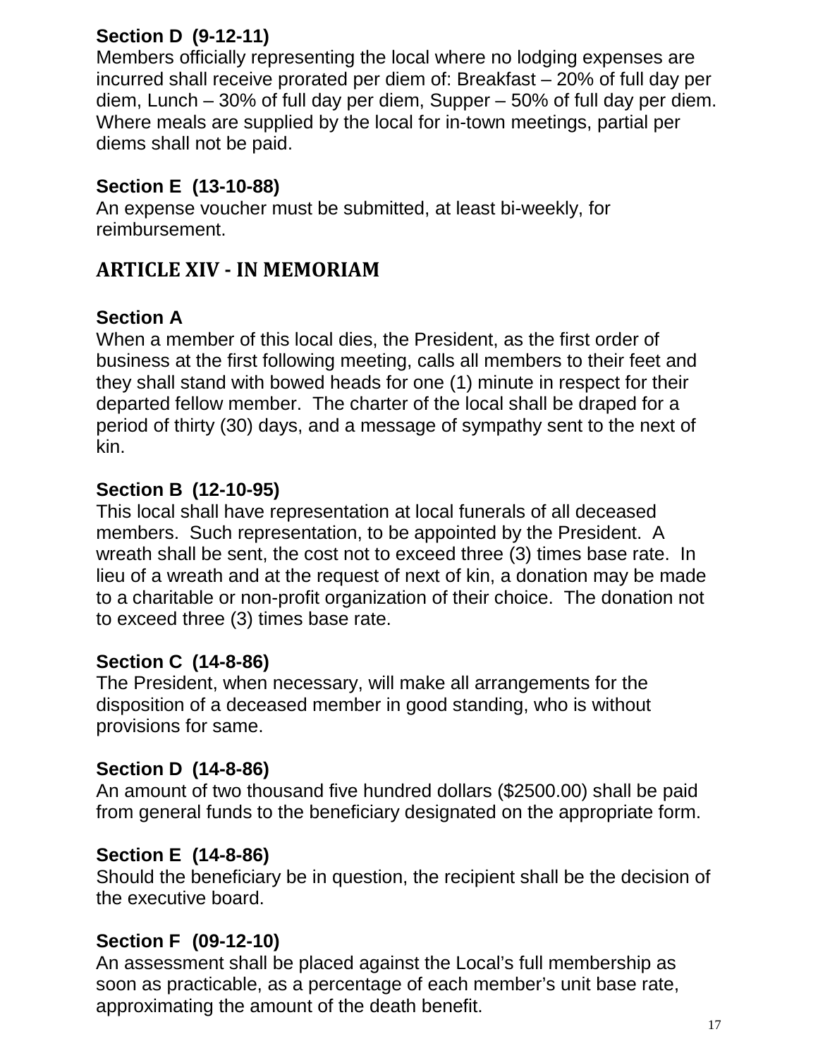**Section D (9-12-11)**
Members officially representing the local where no lodging expenses are incurred shall receive prorated per diem of: Breakfast – 20% of full day per diem, Lunch – 30% of full day per diem, Supper – 50% of full day per diem. Where meals are supplied by the local for in-town meetings, partial per diems shall not be paid.

**Section E (13-10-88)**
An expense voucher must be submitted, at least bi-weekly, for reimbursement.

## ARTICLE XIV - IN MEMORIAM

**Section A**
When a member of this local dies, the President, as the first order of business at the first following meeting, calls all members to their feet and they shall stand with bowed heads for one (1) minute in respect for their departed fellow member. The charter of the local shall be draped for a period of thirty (30) days, and a message of sympathy sent to the next of kin.

**Section B (12-10-95)**
This local shall have representation at local funerals of all deceased members. Such representation, to be appointed by the President. A wreath shall be sent, the cost not to exceed three (3) times base rate. In lieu of a wreath and at the request of next of kin, a donation may be made to a charitable or non-profit organization of their choice. The donation not to exceed three (3) times base rate.

**Section C (14-8-86)**
The President, when necessary, will make all arrangements for the disposition of a deceased member in good standing, who is without provisions for same.

**Section D (14-8-86)**
An amount of two thousand five hundred dollars ($2500.00) shall be paid from general funds to the beneficiary designated on the appropriate form.

**Section E (14-8-86)**
Should the beneficiary be in question, the recipient shall be the decision of the executive board.

**Section F (09-12-10)**
An assessment shall be placed against the Local's full membership as soon as practicable, as a percentage of each member's unit base rate, approximating the amount of the death benefit.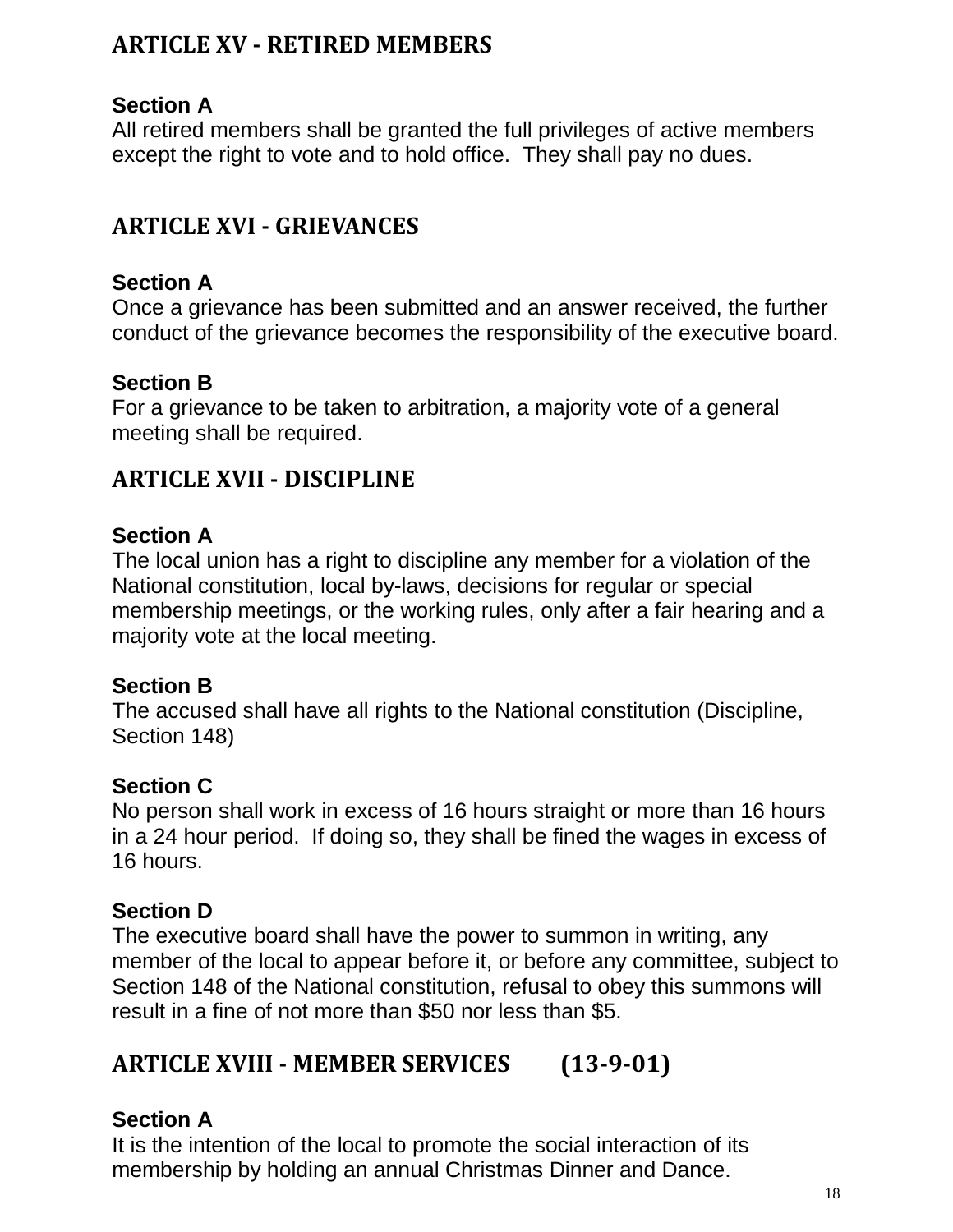## ARTICLE XV - RETIRED MEMBERS

**Section A**
All retired members shall be granted the full privileges of active members except the right to vote and to hold office. They shall pay no dues.

## ARTICLE XVI - GRIEVANCES

**Section A**
Once a grievance has been submitted and an answer received, the further conduct of the grievance becomes the responsibility of the executive board.

**Section B**
For a grievance to be taken to arbitration, a majority vote of a general meeting shall be required.

## ARTICLE XVII - DISCIPLINE

**Section A**
The local union has a right to discipline any member for a violation of the National constitution, local by-laws, decisions for regular or special membership meetings, or the working rules, only after a fair hearing and a majority vote at the local meeting.

**Section B**
The accused shall have all rights to the National constitution (Discipline, Section 148)

**Section C**
No person shall work in excess of 16 hours straight or more than 16 hours in a 24 hour period. If doing so, they shall be fined the wages in excess of 16 hours.

**Section D**
The executive board shall have the power to summon in writing, any member of the local to appear before it, or before any committee, subject to Section 148 of the National constitution, refusal to obey this summons will result in a fine of not more than $50 nor less than $5.

## ARTICLE XVIII - MEMBER SERVICES (13-9-01)

**Section A**
It is the intention of the local to promote the social interaction of its membership by holding an annual Christmas Dinner and Dance.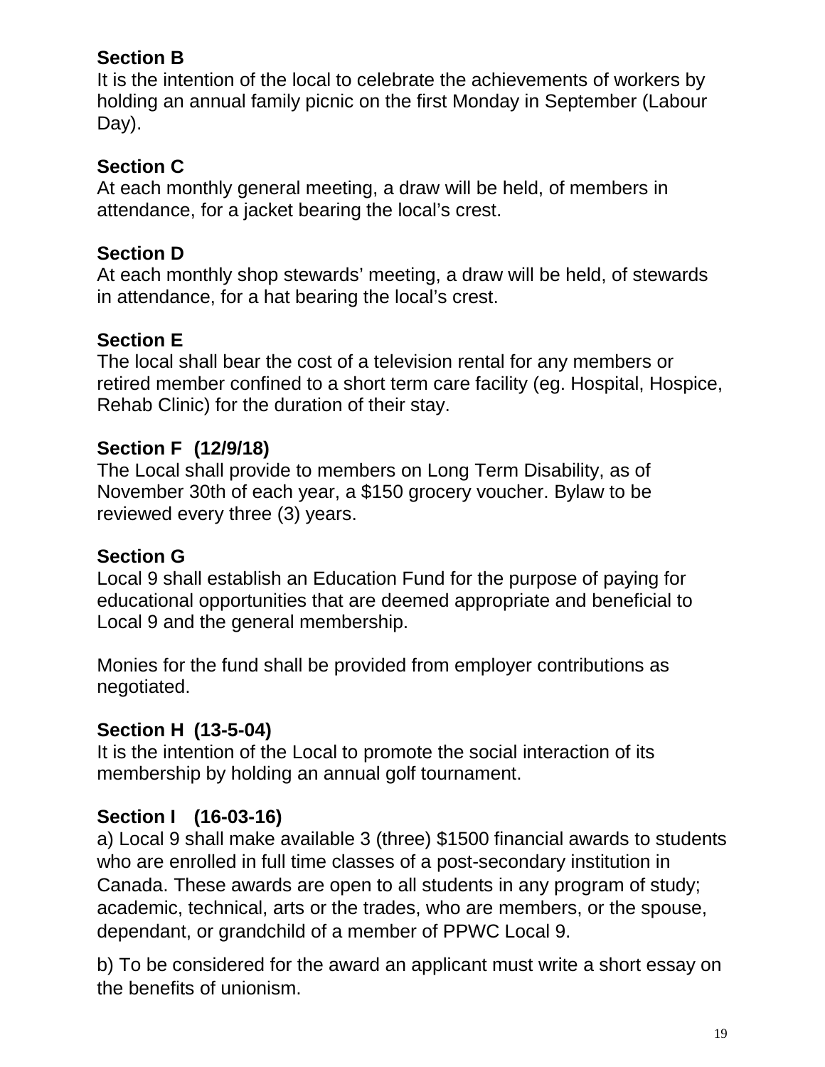**Section B**
It is the intention of the local to celebrate the achievements of workers by holding an annual family picnic on the first Monday in September (Labour Day).

**Section C**
At each monthly general meeting, a draw will be held, of members in attendance, for a jacket bearing the local's crest.

**Section D**
At each monthly shop stewards' meeting, a draw will be held, of stewards in attendance, for a hat bearing the local's crest.

**Section E**
The local shall bear the cost of a television rental for any members or retired member confined to a short term care facility (eg. Hospital, Hospice, Rehab Clinic) for the duration of their stay.

**Section F (12/9/18)**
The Local shall provide to members on Long Term Disability, as of November 30th of each year, a $150 grocery voucher. Bylaw to be reviewed every three (3) years.

**Section G**
Local 9 shall establish an Education Fund for the purpose of paying for educational opportunities that are deemed appropriate and beneficial to Local 9 and the general membership.

Monies for the fund shall be provided from employer contributions as negotiated.

**Section H (13-5-04)**
It is the intention of the Local to promote the social interaction of its membership by holding an annual golf tournament.

**Section I (16-03-16)**
a) Local 9 shall make available 3 (three) $1500 financial awards to students who are enrolled in full time classes of a post-secondary institution in Canada. These awards are open to all students in any program of study; academic, technical, arts or the trades, who are members, or the spouse, dependant, or grandchild of a member of PPWC Local 9.

b) To be considered for the award an applicant must write a short essay on the benefits of unionism.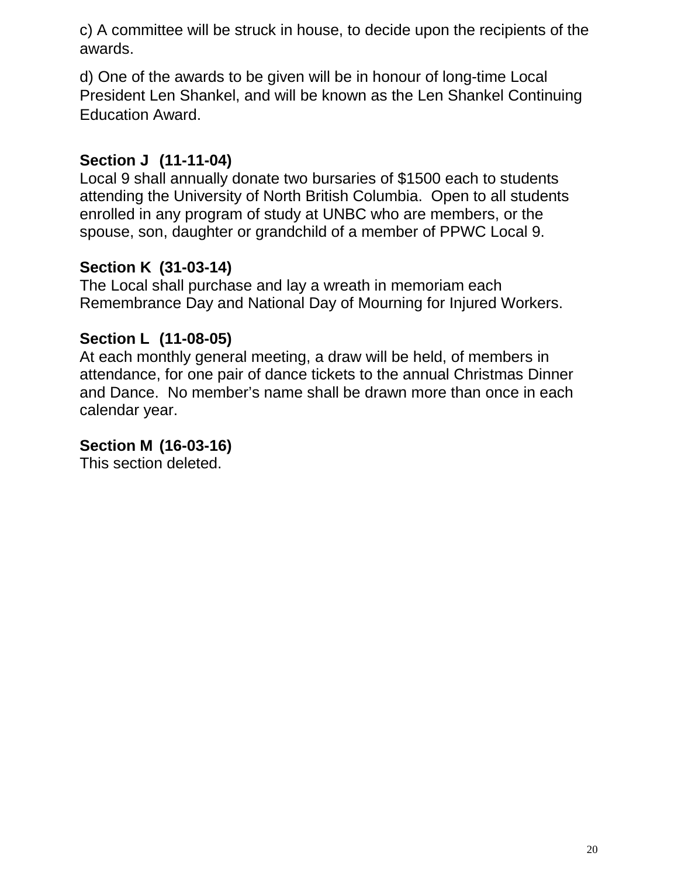c) A committee will be struck in house, to decide upon the recipients of the awards.

d) One of the awards to be given will be in honour of long-time Local President Len Shankel, and will be known as the Len Shankel Continuing Education Award.

**Section J (11-11-04)**
Local 9 shall annually donate two bursaries of $1500 each to students attending the University of North British Columbia. Open to all students enrolled in any program of study at UNBC who are members, or the spouse, son, daughter or grandchild of a member of PPWC Local 9.

**Section K (31-03-14)**
The Local shall purchase and lay a wreath in memoriam each Remembrance Day and National Day of Mourning for Injured Workers.

**Section L (11-08-05)**
At each monthly general meeting, a draw will be held, of members in attendance, for one pair of dance tickets to the annual Christmas Dinner and Dance. No member's name shall be drawn more than once in each calendar year.

**Section M (16-03-16)**
This section deleted.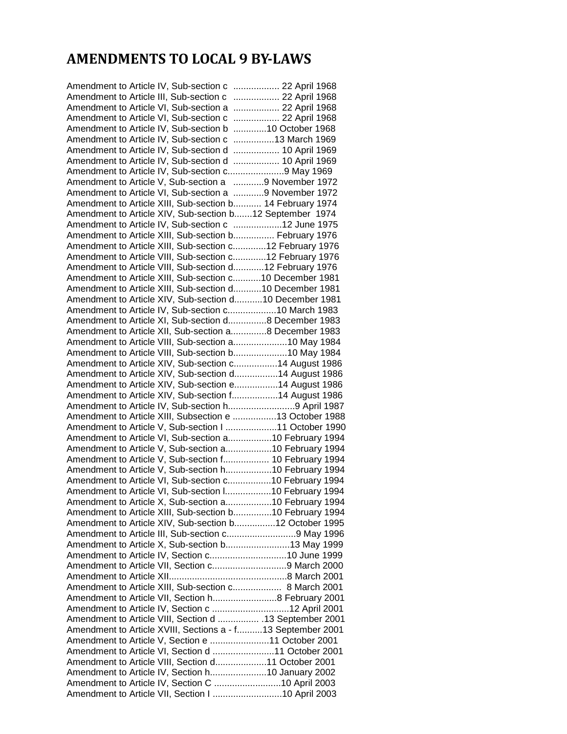# AMENDMENTS TO LOCAL 9 BY-LAWS

Amendment to Article IV, Sub-section c .................. 22 April 1968
Amendment to Article III, Sub-section c .................. 22 April 1968
Amendment to Article VI, Sub-section a .................. 22 April 1968
Amendment to Article VI, Sub-section c .................. 22 April 1968
Amendment to Article IV, Sub-section b .............10 October 1968
Amendment to Article IV, Sub-section c ................13 March 1969
Amendment to Article IV, Sub-section d .................. 10 April 1969
Amendment to Article IV, Sub-section d .................. 10 April 1969
Amendment to Article IV, Sub-section c......................9 May 1969
Amendment to Article V, Sub-section a ............9 November 1972
Amendment to Article VI, Sub-section a ............9 November 1972
Amendment to Article XIII, Sub-section b........... 14 February 1974
Amendment to Article XIV, Sub-section b.......12 September 1974
Amendment to Article IV, Sub-section c ...................12 June 1975
Amendment to Article XIII, Sub-section b................ February 1976
Amendment to Article XIII, Sub-section c.............12 February 1976
Amendment to Article VIII, Sub-section c.............12 February 1976
Amendment to Article VIII, Sub-section d............12 February 1976
Amendment to Article XIII, Sub-section c...........10 December 1981
Amendment to Article XIII, Sub-section d...........10 December 1981
Amendment to Article XIV, Sub-section d...........10 December 1981
Amendment to Article IV, Sub-section c...................10 March 1983
Amendment to Article XI, Sub-section d...............8 December 1983
Amendment to Article XII, Sub-section a..............8 December 1983
Amendment to Article VIII, Sub-section a.....................10 May 1984
Amendment to Article VIII, Sub-section b.....................10 May 1984
Amendment to Article XIV, Sub-section c.................14 August 1986
Amendment to Article XIV, Sub-section d.................14 August 1986
Amendment to Article XIV, Sub-section e.................14 August 1986
Amendment to Article XIV, Sub-section f..................14 August 1986
Amendment to Article IV, Sub-section h..........................9 April 1987
Amendment to Article XIII, Subsection e .................13 October 1988
Amendment to Article V, Sub-section I ....................11 October 1990
Amendment to Article VI, Sub-section a.................10 February 1994
Amendment to Article V, Sub-section a..................10 February 1994
Amendment to Article V, Sub-section f.................. 10 February 1994
Amendment to Article V, Sub-section h..................10 February 1994
Amendment to Article VI, Sub-section c.................10 February 1994
Amendment to Article VI, Sub-section l..................10 February 1994
Amendment to Article X, Sub-section a..................10 February 1994
Amendment to Article XIII, Sub-section b...............10 February 1994
Amendment to Article XIV, Sub-section b................12 October 1995
Amendment to Article III, Sub-section c...........................9 May 1996
Amendment to Article X, Sub-section b.........................13 May 1999
Amendment to Article IV, Section c..............................10 June 1999
Amendment to Article VII, Section c.............................9 March 2000
Amendment to Article XII..............................................8 March 2001
Amendment to Article XIII, Sub-section c................... 8 March 2001
Amendment to Article VII, Section h.........................8 February 2001
Amendment to Article IV, Section c ..............................12 April 2001
Amendment to Article VIII, Section d ................ .13 September 2001
Amendment to Article XVIII, Sections a - f..........13 September 2001
Amendment to Article V, Section e .......................11 October 2001
Amendment to Article VI, Section d ........................11 October 2001
Amendment to Article VIII, Section d....................11 October 2001
Amendment to Article IV, Section h......................10 January 2002
Amendment to Article IV, Section C ..........................10 April 2003
Amendment to Article VII, Section I ...........................10 April 2003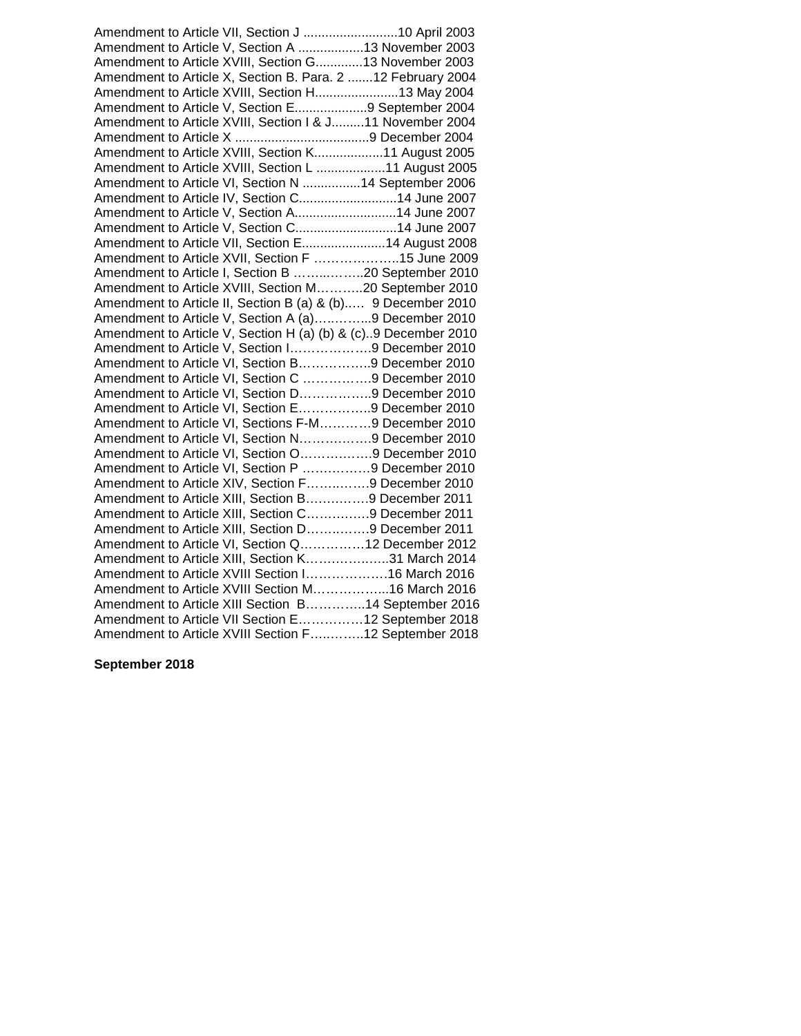Amendment to Article VII, Section J ..........................10 April 2003
Amendment to Article V, Section A ..................13 November 2003
Amendment to Article XVIII, Section G.............13 November 2003
Amendment to Article X, Section B. Para. 2 .......12 February 2004
Amendment to Article XVIII, Section H.......................13 May 2004
Amendment to Article V, Section E....................9 September 2004
Amendment to Article XVIII, Section I & J.........11 November 2004
Amendment to Article X .....................................9 December 2004
Amendment to Article XVIII, Section K...................11 August 2005
Amendment to Article XVIII, Section L ...................11 August 2005
Amendment to Article VI, Section N ................14 September 2006
Amendment to Article IV, Section C...........................14 June 2007
Amendment to Article V, Section A............................14 June 2007
Amendment to Article V, Section C............................14 June 2007
Amendment to Article VII, Section E.......................14 August 2008
Amendment to Article XVII, Section F ………………..15 June 2009
Amendment to Article I, Section B ……..……..20 September 2010
Amendment to Article XVIII, Section M………..20 September 2010
Amendment to Article II, Section B (a) & (b)..…  9 December 2010
Amendment to Article V, Section A (a)…….…...9 December 2010
Amendment to Article V, Section H (a) (b) & (c)..9 December 2010
Amendment to Article V, Section I……………….9 December 2010
Amendment to Article VI, Section B……………..9 December 2010
Amendment to Article VI, Section C …………….9 December 2010
Amendment to Article VI, Section D……………..9 December 2010
Amendment to Article VI, Section E……………..9 December 2010
Amendment to Article VI, Sections F-M…………9 December 2010
Amendment to Article VI, Section N……………..9 December 2010
Amendment to Article VI, Section O…………….9 December 2010
Amendment to Article VI, Section P …………….9 December 2010
Amendment to Article XIV, Section F……..…….9 December 2010
Amendment to Article XIII, Section B……………9 December 2011
Amendment to Article XIII, Section C……………9 December 2011
Amendment to Article XIII, Section D…………...9 December 2011
Amendment to Article VI, Section Q……………12 December 2012
Amendment to Article XIII, Section K………………..31 March 2014
Amendment to Article XVIII Section I………………16 March 2016
Amendment to Article XVIII Section M……………...16 March 2016
Amendment to Article XIII Section  B…………..14 September 2016
Amendment to Article VII Section E……………12 September 2018
Amendment to Article XVIII Section F…..……..12 September 2018

**September 2018**